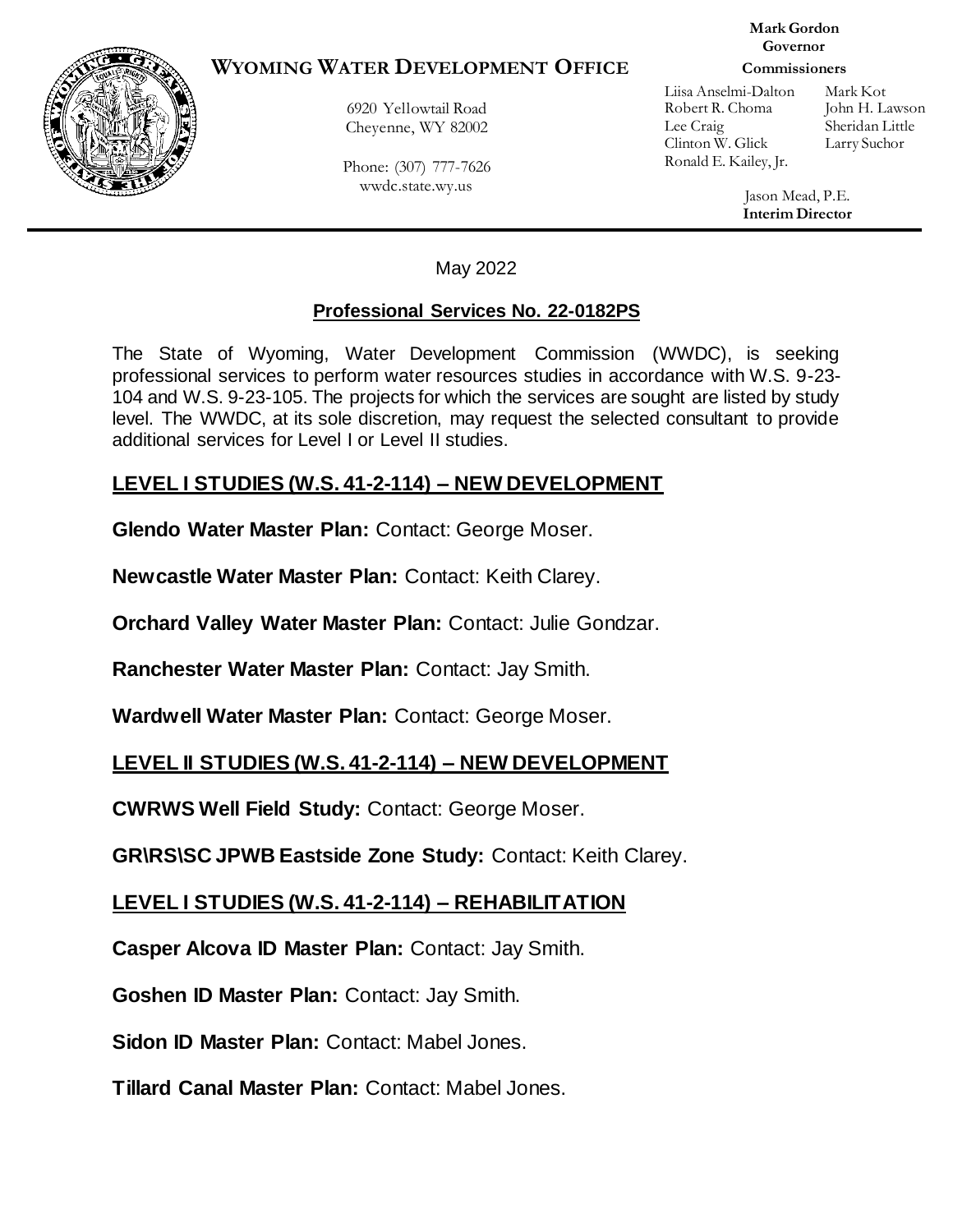# WYOMING WATER DEVELOPMENT OFFICE

6920 Yellowtail Road
Cheyenne, WY 82002

Phone: (307) 777-7626
wwdc.state.wy.us

**Mark Gordon**
**Governor**

**Commissioners**

Liisa Anselmi-Dalton
Robert R. Choma
Lee Craig
Clinton W. Glick
Ronald E. Kailey, Jr.
Mark Kot
John H. Lawson
Sheridan Little
Larry Suchor

Jason Mead, P.E.
**Interim Director**

---

May 2022

**Professional Services No. 22-0182PS**

The State of Wyoming, Water Development Commission (WWDC), is seeking professional services to perform water resources studies in accordance with W.S. 9-23-104 and W.S. 9-23-105. The projects for which the services are sought are listed by study level. The WWDC, at its sole discretion, may request the selected consultant to provide additional services for Level I or Level II studies.

## LEVEL I STUDIES (W.S. 41-2-114) – NEW DEVELOPMENT

**Glendo Water Master Plan:** Contact: George Moser.

**Newcastle Water Master Plan:** Contact: Keith Clarey.

**Orchard Valley Water Master Plan:** Contact: Julie Gondzar.

**Ranchester Water Master Plan:** Contact: Jay Smith.

**Wardwell Water Master Plan:** Contact: George Moser.

## LEVEL II STUDIES (W.S. 41-2-114) – NEW DEVELOPMENT

**CWRWS Well Field Study:** Contact: George Moser.

**GR\RS\SC JPWB Eastside Zone Study:** Contact: Keith Clarey.

## LEVEL I STUDIES (W.S. 41-2-114) – REHABILITATION

**Casper Alcova ID Master Plan:** Contact: Jay Smith.

**Goshen ID Master Plan:** Contact: Jay Smith.

**Sidon ID Master Plan:** Contact: Mabel Jones.

**Tillard Canal Master Plan:** Contact: Mabel Jones.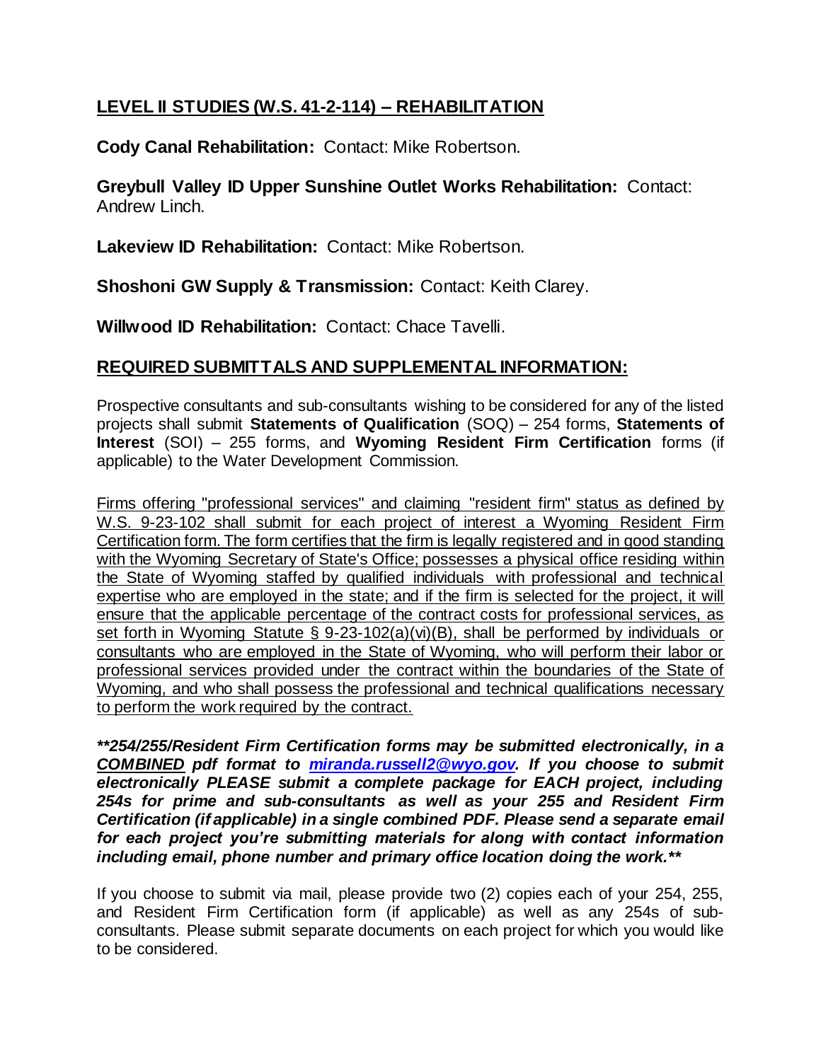## LEVEL II STUDIES (W.S. 41-2-114) – REHABILITATION

**Cody Canal Rehabilitation:** Contact: Mike Robertson.

**Greybull Valley ID Upper Sunshine Outlet Works Rehabilitation:** Contact: Andrew Linch.

**Lakeview ID Rehabilitation:** Contact: Mike Robertson.

**Shoshoni GW Supply & Transmission:** Contact: Keith Clarey.

**Willwood ID Rehabilitation:** Contact: Chace Tavelli.

## REQUIRED SUBMITTALS AND SUPPLEMENTAL INFORMATION:

Prospective consultants and sub-consultants wishing to be considered for any of the listed projects shall submit **Statements of Qualification** (SOQ) – 254 forms, **Statements of Interest** (SOI) – 255 forms, and **Wyoming Resident Firm Certification** forms (if applicable) to the Water Development Commission.

Firms offering "professional services" and claiming "resident firm" status as defined by W.S. 9-23-102 shall submit for each project of interest a Wyoming Resident Firm Certification form. The form certifies that the firm is legally registered and in good standing with the Wyoming Secretary of State's Office; possesses a physical office residing within the State of Wyoming staffed by qualified individuals with professional and technical expertise who are employed in the state; and if the firm is selected for the project, it will ensure that the applicable percentage of the contract costs for professional services, as set forth in Wyoming Statute § 9-23-102(a)(vi)(B), shall be performed by individuals or consultants who are employed in the State of Wyoming, who will perform their labor or professional services provided under the contract within the boundaries of the State of Wyoming, and who shall possess the professional and technical qualifications necessary to perform the work required by the contract.

***\*\*254/255/Resident Firm Certification forms may be submitted electronically, in a COMBINED pdf format to miranda.russell2@wyo.gov. If you choose to submit electronically PLEASE submit a complete package for EACH project, including 254s for prime and sub-consultants as well as your 255 and Resident Firm Certification (if applicable) in a single combined PDF. Please send a separate email for each project you're submitting materials for along with contact information including email, phone number and primary office location doing the work.\*\****

If you choose to submit via mail, please provide two (2) copies each of your 254, 255, and Resident Firm Certification form (if applicable) as well as any 254s of sub-consultants. Please submit separate documents on each project for which you would like to be considered.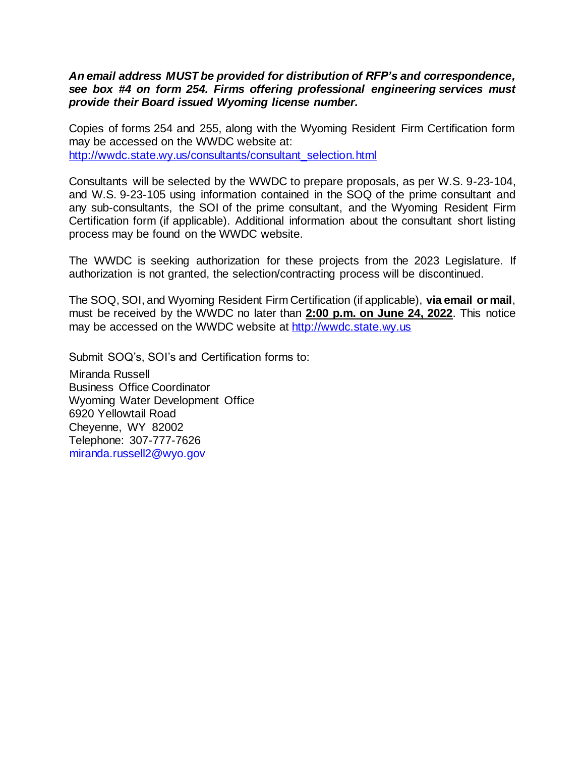***An email address MUST be provided for distribution of RFP's and correspondence, see box #4 on form 254. Firms offering professional engineering services must provide their Board issued Wyoming license number.***

Copies of forms 254 and 255, along with the Wyoming Resident Firm Certification form may be accessed on the WWDC website at:
http://wwdc.state.wy.us/consultants/consultant_selection.html

Consultants will be selected by the WWDC to prepare proposals, as per W.S. 9-23-104, and W.S. 9-23-105 using information contained in the SOQ of the prime consultant and any sub-consultants, the SOI of the prime consultant, and the Wyoming Resident Firm Certification form (if applicable). Additional information about the consultant short listing process may be found on the WWDC website.

The WWDC is seeking authorization for these projects from the 2023 Legislature. If authorization is not granted, the selection/contracting process will be discontinued.

The SOQ, SOI, and Wyoming Resident Firm Certification (if applicable), **via email or mail**, must be received by the WWDC no later than **2:00 p.m. on June 24, 2022**. This notice may be accessed on the WWDC website at http://wwdc.state.wy.us

Submit SOQ's, SOI's and Certification forms to:

Miranda Russell
Business Office Coordinator
Wyoming Water Development Office
6920 Yellowtail Road
Cheyenne, WY 82002
Telephone: 307-777-7626
miranda.russell2@wyo.gov